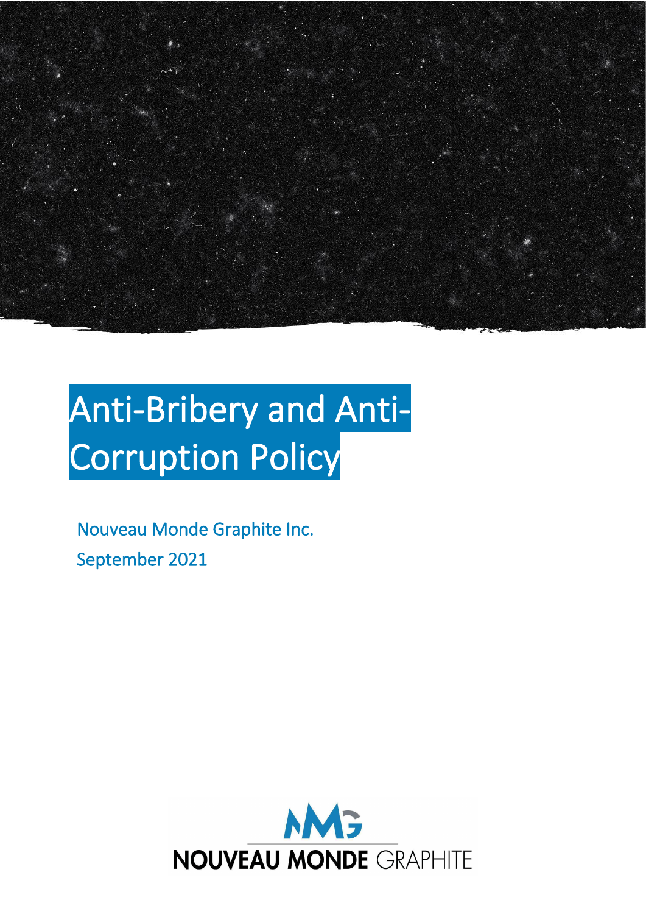# Anti-Bribery and Anti-Corruption Policy

Nouveau Monde Graphite Inc.

September 2021

NOUVEAU MONDE GRAPHITE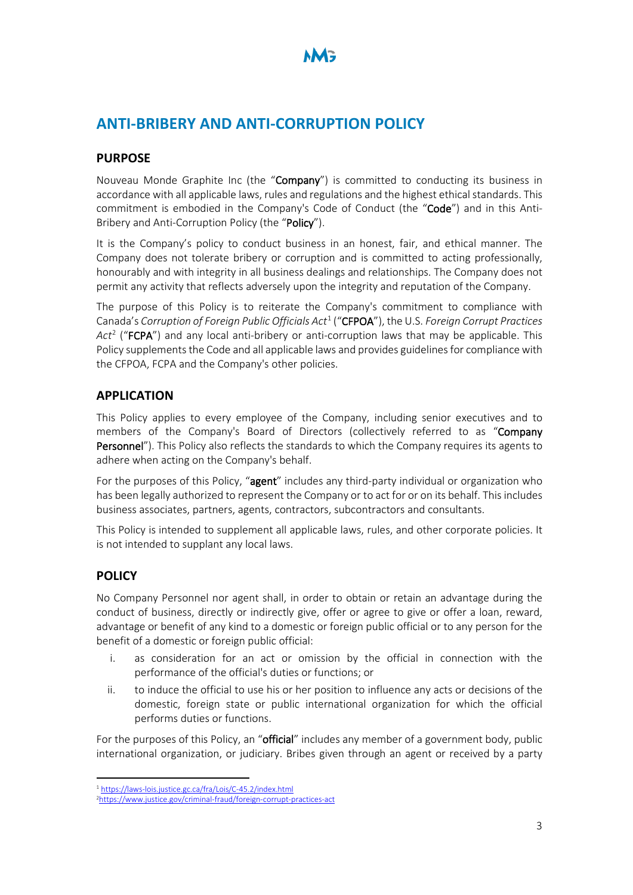# ANTI-BRIBERY AND ANTI-CORRUPTION POLICY

## PURPOSE

Nouveau Monde Graphite Inc (the "**Company**") is committed to conducting its business in accordance with all applicable laws, rules and regulations and the highest ethical standards. This commitment is embodied in the Company's Code of Conduct (the "**Code**") and in this Anti-Bribery and Anti-Corruption Policy (the "**Policy**").

It is the Company's policy to conduct business in an honest, fair, and ethical manner. The Company does not tolerate bribery or corruption and is committed to acting professionally, honourably and with integrity in all business dealings and relationships. The Company does not permit any activity that reflects adversely upon the integrity and reputation of the Company.

The purpose of this Policy is to reiterate the Company's commitment to compliance with Canada's *Corruption of Foreign Public Officials Act*[1] ("**CFPOA**"), the U.S. *Foreign Corrupt Practices Act*[2] ("**FCPA**") and any local anti-bribery or anti-corruption laws that may be applicable. This Policy supplements the Code and all applicable laws and provides guidelines for compliance with the CFPOA, FCPA and the Company's other policies.

## APPLICATION

This Policy applies to every employee of the Company, including senior executives and to members of the Company's Board of Directors (collectively referred to as "**Company Personnel**"). This Policy also reflects the standards to which the Company requires its agents to adhere when acting on the Company's behalf.

For the purposes of this Policy, "**agent**" includes any third-party individual or organization who has been legally authorized to represent the Company or to act for or on its behalf. This includes business associates, partners, agents, contractors, subcontractors and consultants.

This Policy is intended to supplement all applicable laws, rules, and other corporate policies. It is not intended to supplant any local laws.

## POLICY

No Company Personnel nor agent shall, in order to obtain or retain an advantage during the conduct of business, directly or indirectly give, offer or agree to give or offer a loan, reward, advantage or benefit of any kind to a domestic or foreign public official or to any person for the benefit of a domestic or foreign public official:

i. as consideration for an act or omission by the official in connection with the performance of the official's duties or functions; or

ii. to induce the official to use his or her position to influence any acts or decisions of the domestic, foreign state or public international organization for which the official performs duties or functions.

For the purposes of this Policy, an "**official**" includes any member of a government body, public international organization, or judiciary. Bribes given through an agent or received by a party

---

[1] https://laws-lois.justice.gc.ca/fra/Lois/C-45.2/index.html

[2] https://www.justice.gov/criminal-fraud/foreign-corrupt-practices-act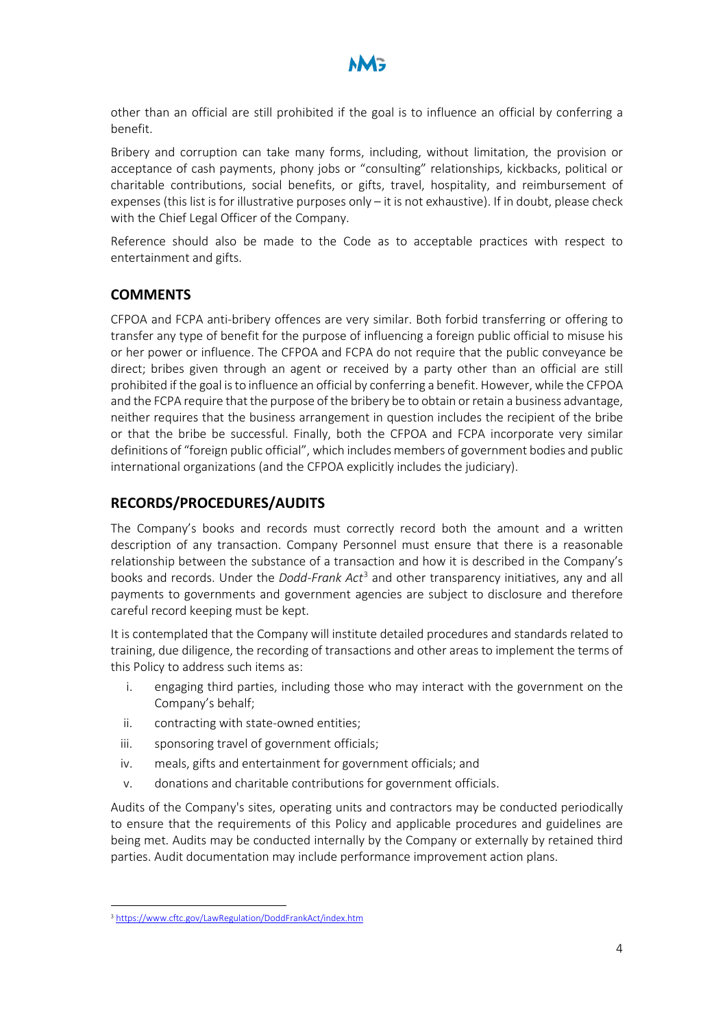other than an official are still prohibited if the goal is to influence an official by conferring a benefit.

Bribery and corruption can take many forms, including, without limitation, the provision or acceptance of cash payments, phony jobs or "consulting" relationships, kickbacks, political or charitable contributions, social benefits, or gifts, travel, hospitality, and reimbursement of expenses (this list is for illustrative purposes only – it is not exhaustive). If in doubt, please check with the Chief Legal Officer of the Company.

Reference should also be made to the Code as to acceptable practices with respect to entertainment and gifts.

## COMMENTS

CFPOA and FCPA anti-bribery offences are very similar. Both forbid transferring or offering to transfer any type of benefit for the purpose of influencing a foreign public official to misuse his or her power or influence. The CFPOA and FCPA do not require that the public conveyance be direct; bribes given through an agent or received by a party other than an official are still prohibited if the goal is to influence an official by conferring a benefit. However, while the CFPOA and the FCPA require that the purpose of the bribery be to obtain or retain a business advantage, neither requires that the business arrangement in question includes the recipient of the bribe or that the bribe be successful. Finally, both the CFPOA and FCPA incorporate very similar definitions of "foreign public official", which includes members of government bodies and public international organizations (and the CFPOA explicitly includes the judiciary).

## RECORDS/PROCEDURES/AUDITS

The Company's books and records must correctly record both the amount and a written description of any transaction. Company Personnel must ensure that there is a reasonable relationship between the substance of a transaction and how it is described in the Company's books and records. Under the *Dodd-Frank Act*[3] and other transparency initiatives, any and all payments to governments and government agencies are subject to disclosure and therefore careful record keeping must be kept.

It is contemplated that the Company will institute detailed procedures and standards related to training, due diligence, the recording of transactions and other areas to implement the terms of this Policy to address such items as:

i. engaging third parties, including those who may interact with the government on the Company's behalf;
ii. contracting with state-owned entities;
iii. sponsoring travel of government officials;
iv. meals, gifts and entertainment for government officials; and
v. donations and charitable contributions for government officials.

Audits of the Company's sites, operating units and contractors may be conducted periodically to ensure that the requirements of this Policy and applicable procedures and guidelines are being met. Audits may be conducted internally by the Company or externally by retained third parties. Audit documentation may include performance improvement action plans.

[3] https://www.cftc.gov/LawRegulation/DoddFrankAct/index.htm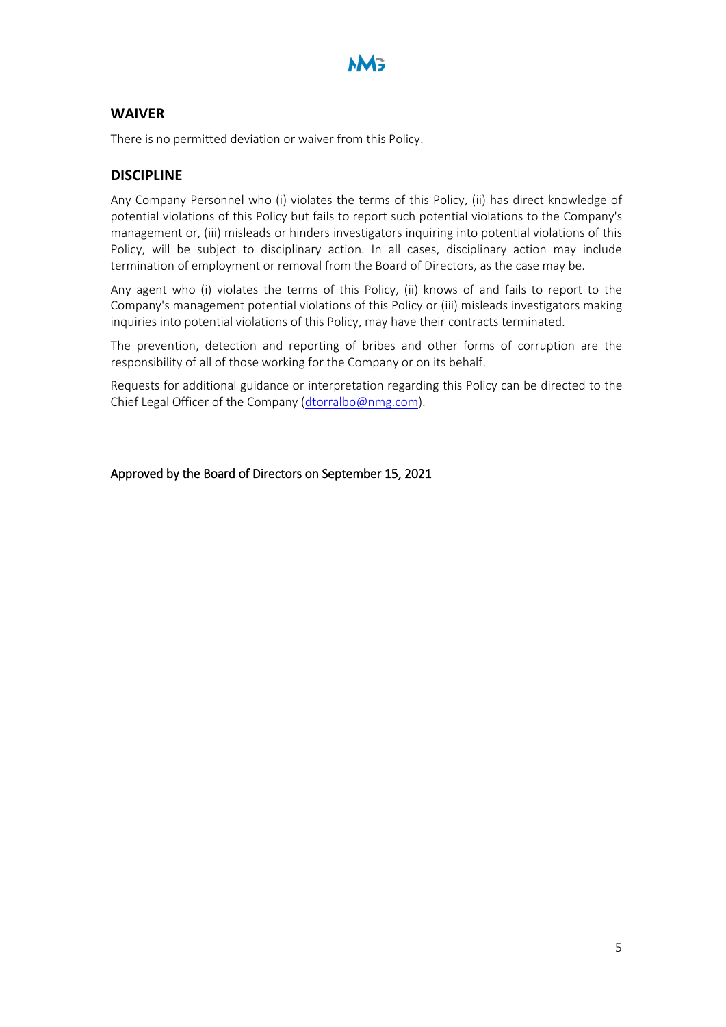## WAIVER

There is no permitted deviation or waiver from this Policy.

## DISCIPLINE

Any Company Personnel who (i) violates the terms of this Policy, (ii) has direct knowledge of potential violations of this Policy but fails to report such potential violations to the Company's management or, (iii) misleads or hinders investigators inquiring into potential violations of this Policy, will be subject to disciplinary action. In all cases, disciplinary action may include termination of employment or removal from the Board of Directors, as the case may be.

Any agent who (i) violates the terms of this Policy, (ii) knows of and fails to report to the Company's management potential violations of this Policy or (iii) misleads investigators making inquiries into potential violations of this Policy, may have their contracts terminated.

The prevention, detection and reporting of bribes and other forms of corruption are the responsibility of all of those working for the Company or on its behalf.

Requests for additional guidance or interpretation regarding this Policy can be directed to the Chief Legal Officer of the Company (dtorralbo@nmg.com).

Approved by the Board of Directors on September 15, 2021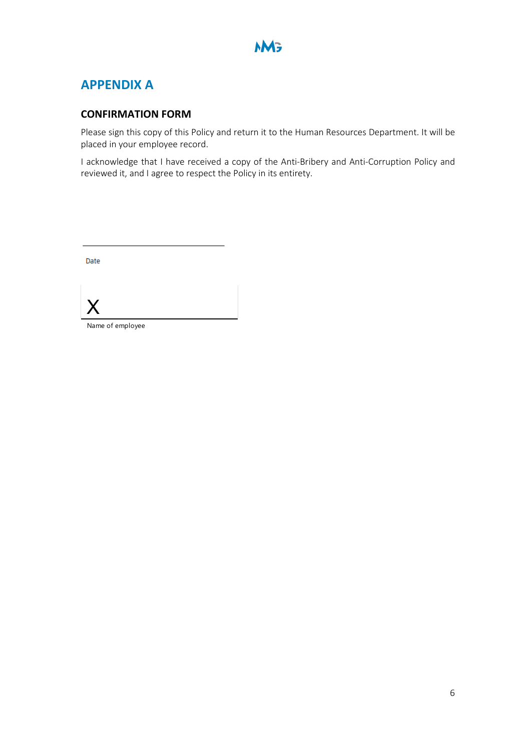## APPENDIX A

### CONFIRMATION FORM

Please sign this copy of this Policy and return it to the Human Resources Department. It will be placed in your employee record.

I acknowledge that I have received a copy of the Anti-Bribery and Anti-Corruption Policy and reviewed it, and I agree to respect the Policy in its entirety.

\_\_\_\_\_\_\_\_\_\_\_\_\_\_\_\_\_\_\_\_\_\_\_\_\_\_\_\_\_\_

Date

X

\_\_\_\_\_\_\_\_\_\_\_\_\_\_\_\_\_\_\_\_\_\_\_\_\_\_\_\_\_\_

Name of employee